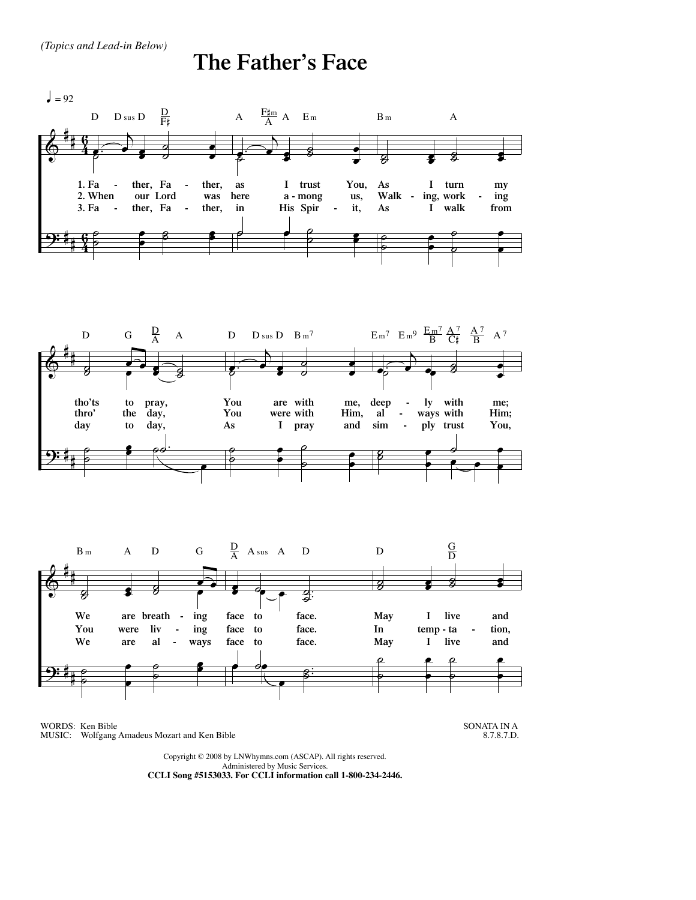*(Topics and Lead-in Below)*

# The Father's Face

♩ = 92

1. Father, Father, as I trust You, As I turn my tho'ts to pray, You are with me, deeply with me; We are breathing face to face. May I live and
2. When our Lord was here among us, Walking, working thro' the day, You were with Him, always with Him; You were living face to face. In temptation,
3. Father, Father, in His Spirit, As I walk from day to day, As I pray and simply trust You, We are always face to face. May I live and

WORDS: Ken Bible
MUSIC: Wolfgang Amadeus Mozart and Ken Bible

SONATA IN A
8.7.8.7.D.

Copyright © 2008 by LNWhymns.com (ASCAP). All rights reserved.
Administered by Music Services.
**CCLI Song #5153033. For CCLI information call 1-800-234-2446.**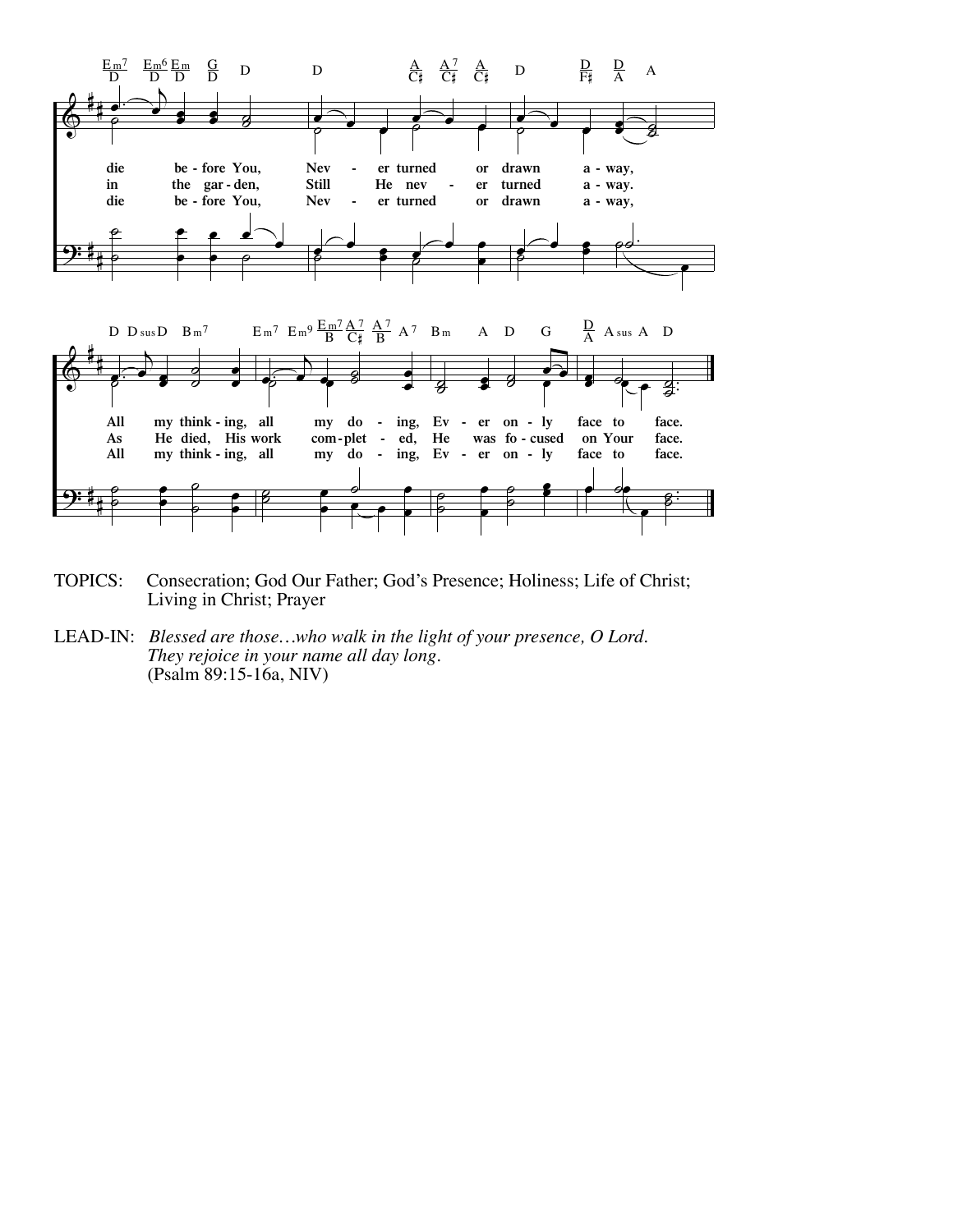TOPICS: Consecration; God Our Father; God's Presence; Holiness; Life of Christ; Living in Christ; Prayer

LEAD-IN: *Blessed are those…who walk in the light of your presence, O Lord. They rejoice in your name all day long.* (Psalm 89:15-16a, NIV)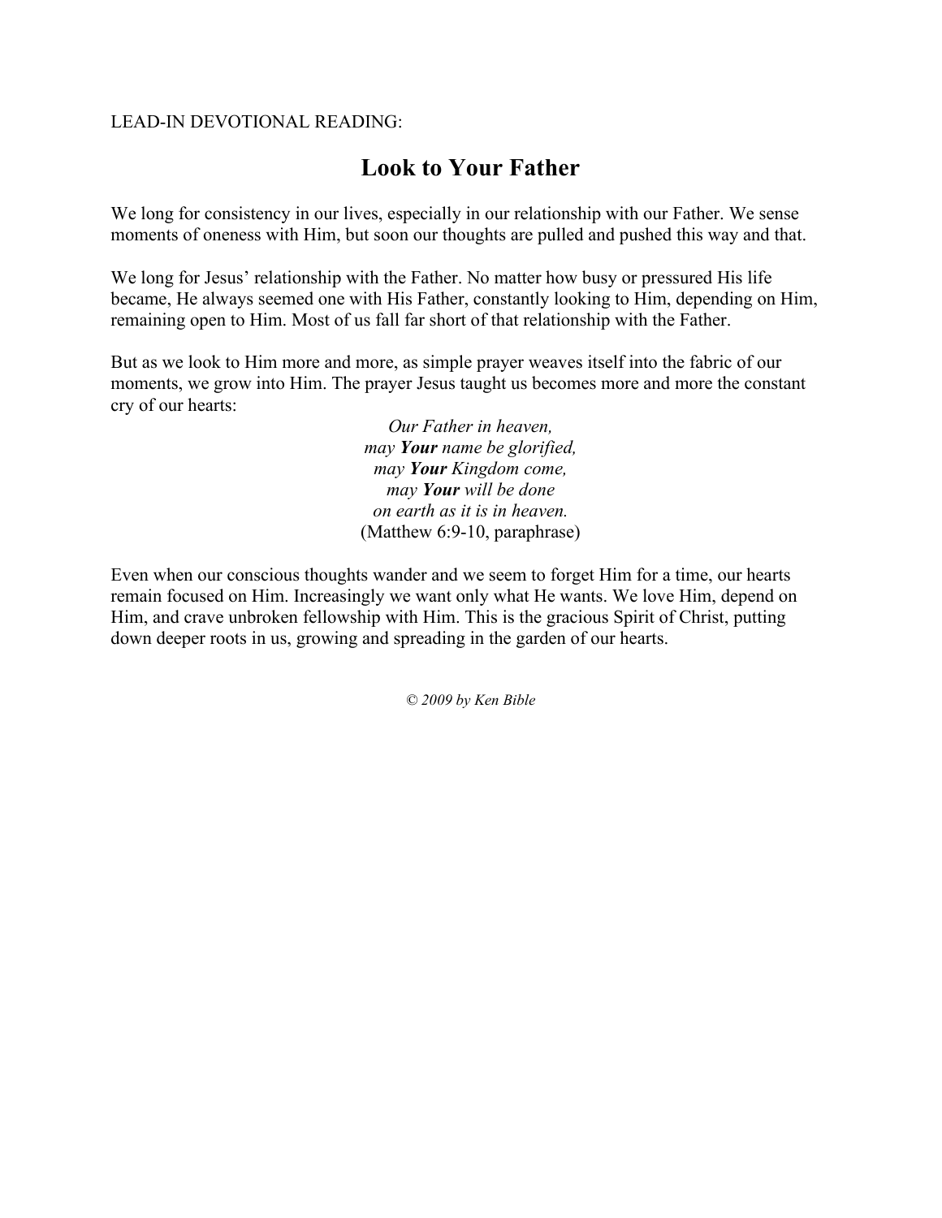LEAD-IN DEVOTIONAL READING:

# Look to Your Father

We long for consistency in our lives, especially in our relationship with our Father. We sense moments of oneness with Him, but soon our thoughts are pulled and pushed this way and that.

We long for Jesus' relationship with the Father. No matter how busy or pressured His life became, He always seemed one with His Father, constantly looking to Him, depending on Him, remaining open to Him. Most of us fall far short of that relationship with the Father.

But as we look to Him more and more, as simple prayer weaves itself into the fabric of our moments, we grow into Him. The prayer Jesus taught us becomes more and more the constant cry of our hearts:

*Our Father in heaven,*
*may* ***Your*** *name be glorified,*
*may* ***Your*** *Kingdom come,*
*may* ***Your*** *will be done*
*on earth as it is in heaven.*
(Matthew 6:9-10, paraphrase)

Even when our conscious thoughts wander and we seem to forget Him for a time, our hearts remain focused on Him. Increasingly we want only what He wants. We love Him, depend on Him, and crave unbroken fellowship with Him. This is the gracious Spirit of Christ, putting down deeper roots in us, growing and spreading in the garden of our hearts.

*© 2009 by Ken Bible*